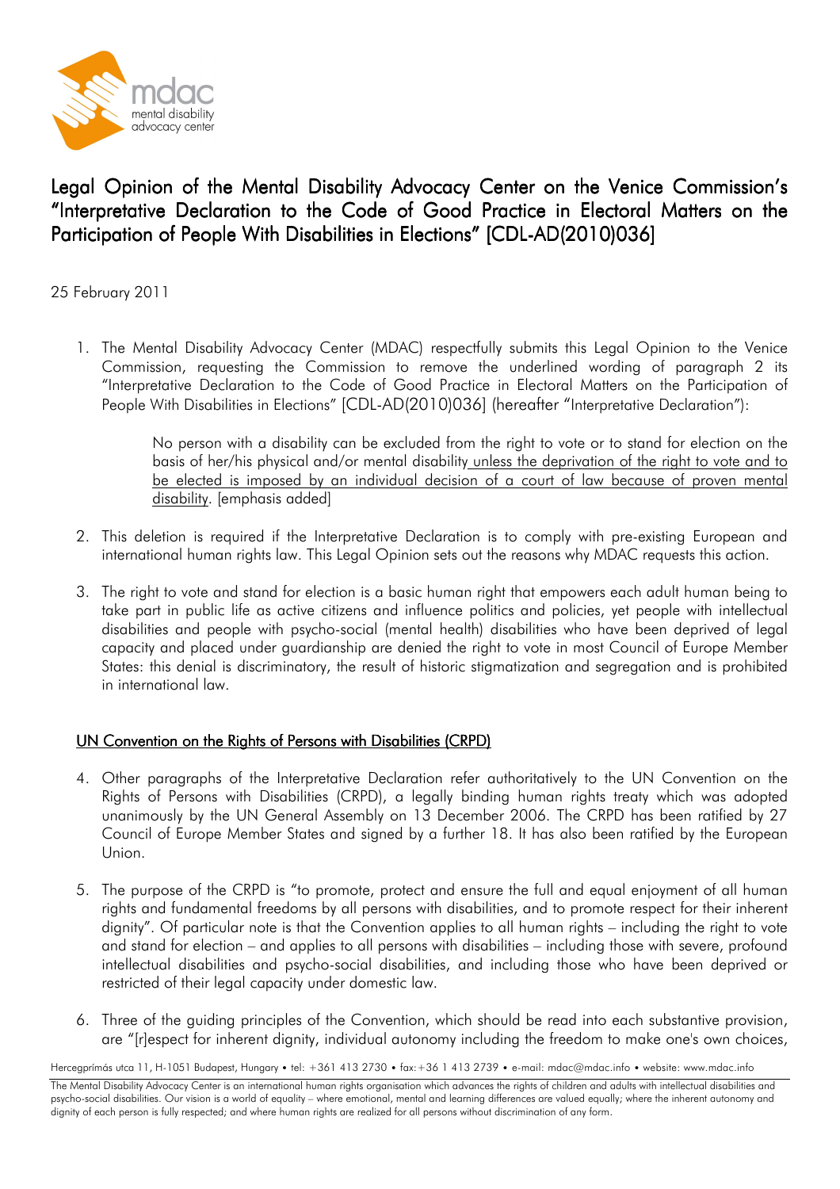# Legal Opinion of the Mental Disability Advocacy Center on the Venice Commission's "Interpretative Declaration to the Code of Good Practice in Electoral Matters on the Participation of People With Disabilities in Elections" [CDL-AD(2010)036]

25 February 2011

1. The Mental Disability Advocacy Center (MDAC) respectfully submits this Legal Opinion to the Venice Commission, requesting the Commission to remove the underlined wording of paragraph 2 its "Interpretative Declaration to the Code of Good Practice in Electoral Matters on the Participation of People With Disabilities in Elections" [CDL-AD(2010)036] (hereafter "Interpretative Declaration"):

   > No person with a disability can be excluded from the right to vote or to stand for election on the basis of her/his physical and/or mental disability <u>unless the deprivation of the right to vote and to be elected is imposed by an individual decision of a court of law because of proven mental disability</u>. [emphasis added]

2. This deletion is required if the Interpretative Declaration is to comply with pre-existing European and international human rights law. This Legal Opinion sets out the reasons why MDAC requests this action.

3. The right to vote and stand for election is a basic human right that empowers each adult human being to take part in public life as active citizens and influence politics and policies, yet people with intellectual disabilities and people with psycho-social (mental health) disabilities who have been deprived of legal capacity and placed under guardianship are denied the right to vote in most Council of Europe Member States: this denial is discriminatory, the result of historic stigmatization and segregation and is prohibited in international law.

## UN Convention on the Rights of Persons with Disabilities (CRPD)

4. Other paragraphs of the Interpretative Declaration refer authoritatively to the UN Convention on the Rights of Persons with Disabilities (CRPD), a legally binding human rights treaty which was adopted unanimously by the UN General Assembly on 13 December 2006. The CRPD has been ratified by 27 Council of Europe Member States and signed by a further 18. It has also been ratified by the European Union.

5. The purpose of the CRPD is "to promote, protect and ensure the full and equal enjoyment of all human rights and fundamental freedoms by all persons with disabilities, and to promote respect for their inherent dignity". Of particular note is that the Convention applies to all human rights – including the right to vote and stand for election – and applies to all persons with disabilities – including those with severe, profound intellectual disabilities and psycho-social disabilities, and including those who have been deprived or restricted of their legal capacity under domestic law.

6. Three of the guiding principles of the Convention, which should be read into each substantive provision, are "[r]espect for inherent dignity, individual autonomy including the freedom to make one's own choices,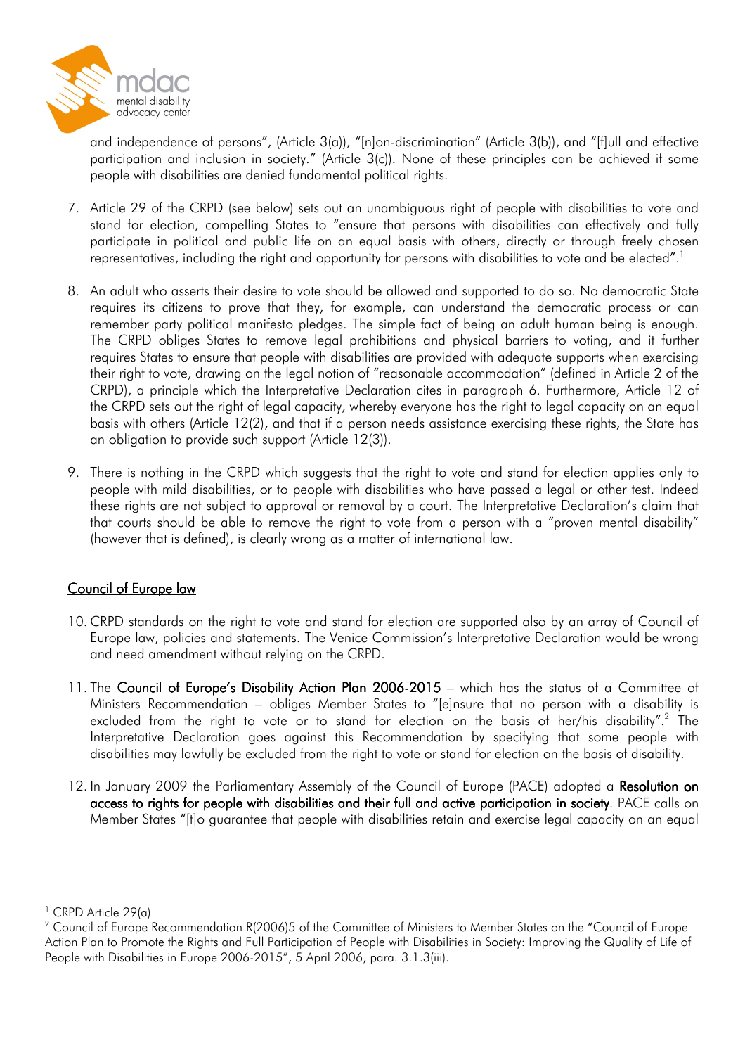and independence of persons", (Article 3(a)), "[n]on-discrimination" (Article 3(b)), and "[f]ull and effective participation and inclusion in society." (Article 3(c)). None of these principles can be achieved if some people with disabilities are denied fundamental political rights.

7. Article 29 of the CRPD (see below) sets out an unambiguous right of people with disabilities to vote and stand for election, compelling States to "ensure that persons with disabilities can effectively and fully participate in political and public life on an equal basis with others, directly or through freely chosen representatives, including the right and opportunity for persons with disabilities to vote and be elected".[1]

8. An adult who asserts their desire to vote should be allowed and supported to do so. No democratic State requires its citizens to prove that they, for example, can understand the democratic process or can remember party political manifesto pledges. The simple fact of being an adult human being is enough. The CRPD obliges States to remove legal prohibitions and physical barriers to voting, and it further requires States to ensure that people with disabilities are provided with adequate supports when exercising their right to vote, drawing on the legal notion of "reasonable accommodation" (defined in Article 2 of the CRPD), a principle which the Interpretative Declaration cites in paragraph 6. Furthermore, Article 12 of the CRPD sets out the right of legal capacity, whereby everyone has the right to legal capacity on an equal basis with others (Article 12(2), and that if a person needs assistance exercising these rights, the State has an obligation to provide such support (Article 12(3)).

9. There is nothing in the CRPD which suggests that the right to vote and stand for election applies only to people with mild disabilities, or to people with disabilities who have passed a legal or other test. Indeed these rights are not subject to approval or removal by a court. The Interpretative Declaration's claim that that courts should be able to remove the right to vote from a person with a "proven mental disability" (however that is defined), is clearly wrong as a matter of international law.

## Council of Europe law

10. CRPD standards on the right to vote and stand for election are supported also by an array of Council of Europe law, policies and statements. The Venice Commission's Interpretative Declaration would be wrong and need amendment without relying on the CRPD.

11. The **Council of Europe's Disability Action Plan 2006-2015** – which has the status of a Committee of Ministers Recommendation – obliges Member States to "[e]nsure that no person with a disability is excluded from the right to vote or to stand for election on the basis of her/his disability".[2] The Interpretative Declaration goes against this Recommendation by specifying that some people with disabilities may lawfully be excluded from the right to vote or stand for election on the basis of disability.

12. In January 2009 the Parliamentary Assembly of the Council of Europe (PACE) adopted a **Resolution on access to rights for people with disabilities and their full and active participation in society**. PACE calls on Member States "[t]o guarantee that people with disabilities retain and exercise legal capacity on an equal

---

[1] CRPD Article 29(a)

[2] Council of Europe Recommendation R(2006)5 of the Committee of Ministers to Member States on the "Council of Europe Action Plan to Promote the Rights and Full Participation of People with Disabilities in Society: Improving the Quality of Life of People with Disabilities in Europe 2006-2015", 5 April 2006, para. 3.1.3(iii).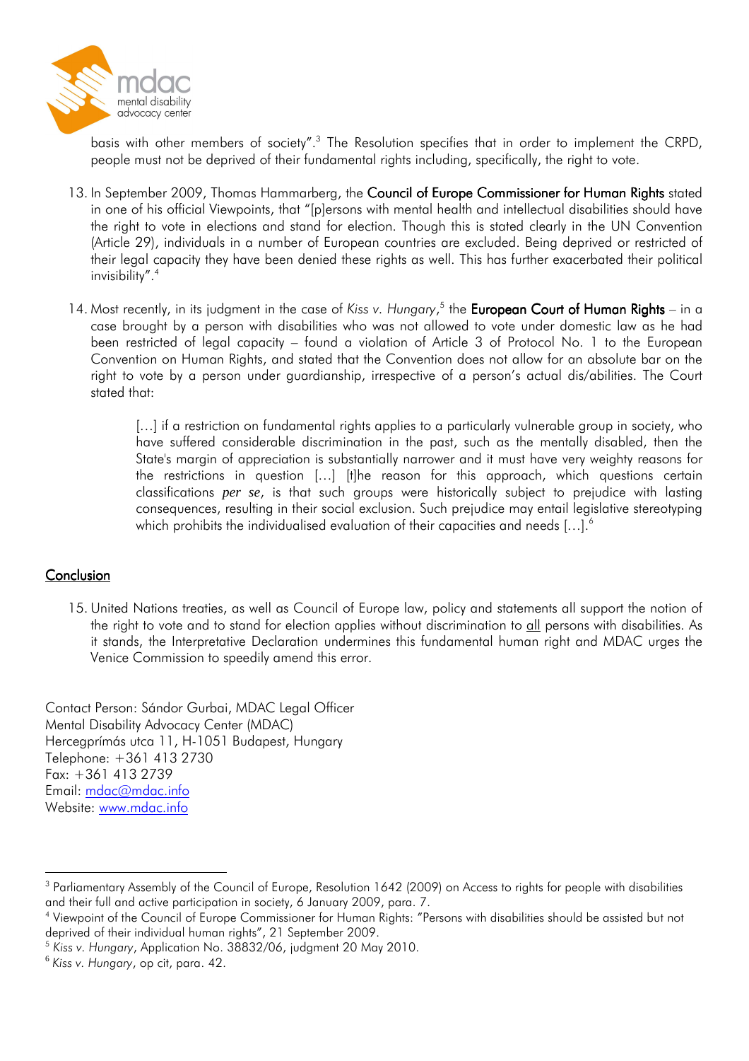basis with other members of society".[3] The Resolution specifies that in order to implement the CRPD, people must not be deprived of their fundamental rights including, specifically, the right to vote.

13. In September 2009, Thomas Hammarberg, the **Council of Europe Commissioner for Human Rights** stated in one of his official Viewpoints, that "[p]ersons with mental health and intellectual disabilities should have the right to vote in elections and stand for election. Though this is stated clearly in the UN Convention (Article 29), individuals in a number of European countries are excluded. Being deprived or restricted of their legal capacity they have been denied these rights as well. This has further exacerbated their political invisibility".[4]

14. Most recently, in its judgment in the case of *Kiss v. Hungary*,[5] the **European Court of Human Rights** – in a case brought by a person with disabilities who was not allowed to vote under domestic law as he had been restricted of legal capacity – found a violation of Article 3 of Protocol No. 1 to the European Convention on Human Rights, and stated that the Convention does not allow for an absolute bar on the right to vote by a person under guardianship, irrespective of a person's actual dis/abilities. The Court stated that:

> […] if a restriction on fundamental rights applies to a particularly vulnerable group in society, who have suffered considerable discrimination in the past, such as the mentally disabled, then the State's margin of appreciation is substantially narrower and it must have very weighty reasons for the restrictions in question […] [t]he reason for this approach, which questions certain classifications *per se*, is that such groups were historically subject to prejudice with lasting consequences, resulting in their social exclusion. Such prejudice may entail legislative stereotyping which prohibits the individualised evaluation of their capacities and needs […].[6]

## Conclusion

15. United Nations treaties, as well as Council of Europe law, policy and statements all support the notion of the right to vote and to stand for election applies without discrimination to all persons with disabilities. As it stands, the Interpretative Declaration undermines this fundamental human right and MDAC urges the Venice Commission to speedily amend this error.

Contact Person: Sándor Gurbai, MDAC Legal Officer
Mental Disability Advocacy Center (MDAC)
Hercegprímás utca 11, H-1051 Budapest, Hungary
Telephone: +361 413 2730
Fax: +361 413 2739
Email: mdac@mdac.info
Website: www.mdac.info

---

[3] Parliamentary Assembly of the Council of Europe, Resolution 1642 (2009) on Access to rights for people with disabilities and their full and active participation in society, 6 January 2009, para. 7.

[4] Viewpoint of the Council of Europe Commissioner for Human Rights: "Persons with disabilities should be assisted but not deprived of their individual human rights", 21 September 2009.

[5] *Kiss v. Hungary*, Application No. 38832/06, judgment 20 May 2010.

[6] *Kiss v. Hungary*, op cit, para. 42.